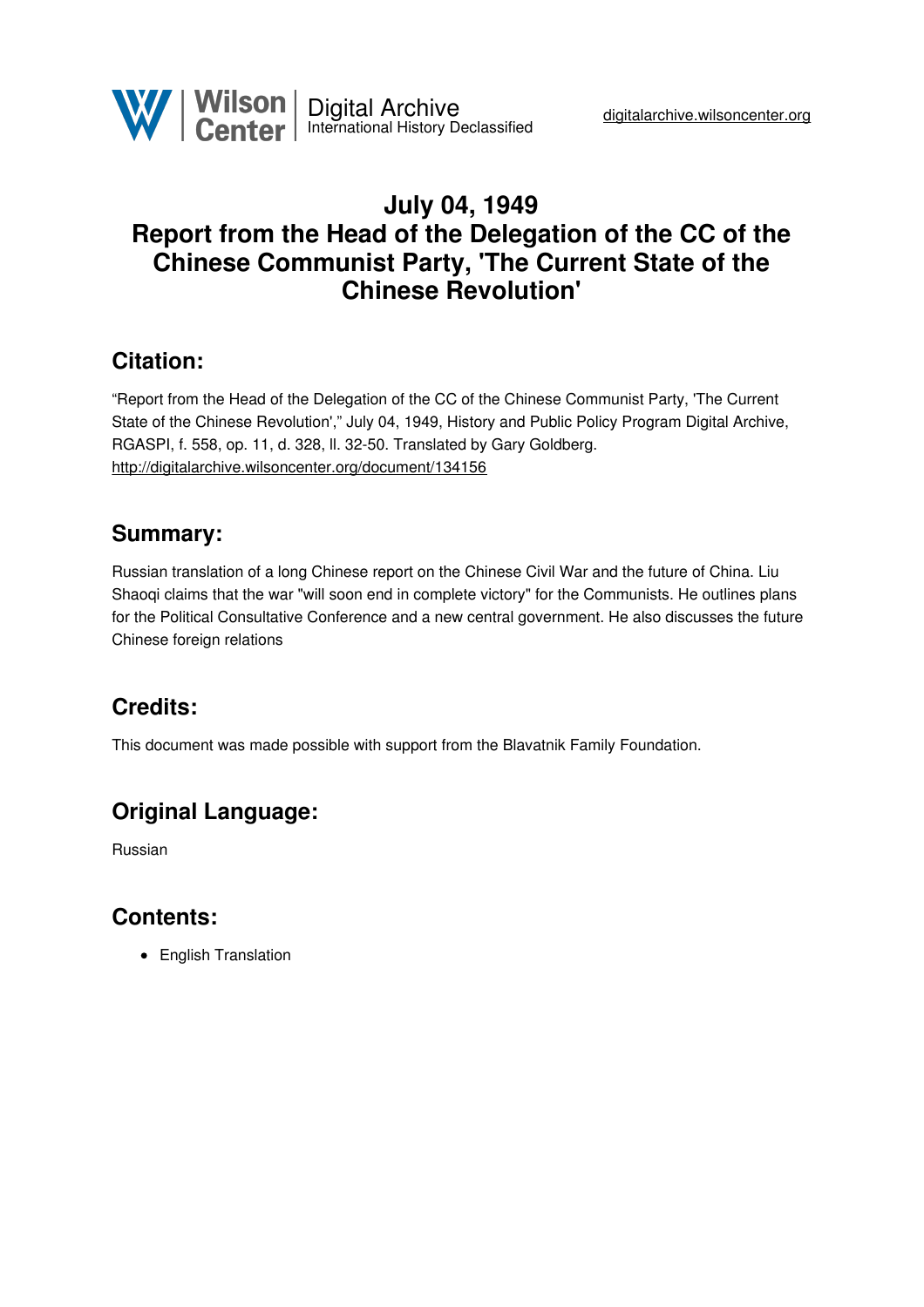Wilson Center | Digital Archive
International History Declassified

digitalarchive.wilsoncenter.org

# July 04, 1949
# Report from the Head of the Delegation of the CC of the Chinese Communist Party, 'The Current State of the Chinese Revolution'

## Citation:

"Report from the Head of the Delegation of the CC of the Chinese Communist Party, 'The Current State of the Chinese Revolution'," July 04, 1949, History and Public Policy Program Digital Archive, RGASPI, f. 558, op. 11, d. 328, ll. 32-50. Translated by Gary Goldberg.
http://digitalarchive.wilsoncenter.org/document/134156

## Summary:

Russian translation of a long Chinese report on the Chinese Civil War and the future of China. Liu Shaoqi claims that the war "will soon end in complete victory" for the Communists. He outlines plans for the Political Consultative Conference and a new central government. He also discusses the future Chinese foreign relations

## Credits:

This document was made possible with support from the Blavatnik Family Foundation.

## Original Language:

Russian

## Contents:

- English Translation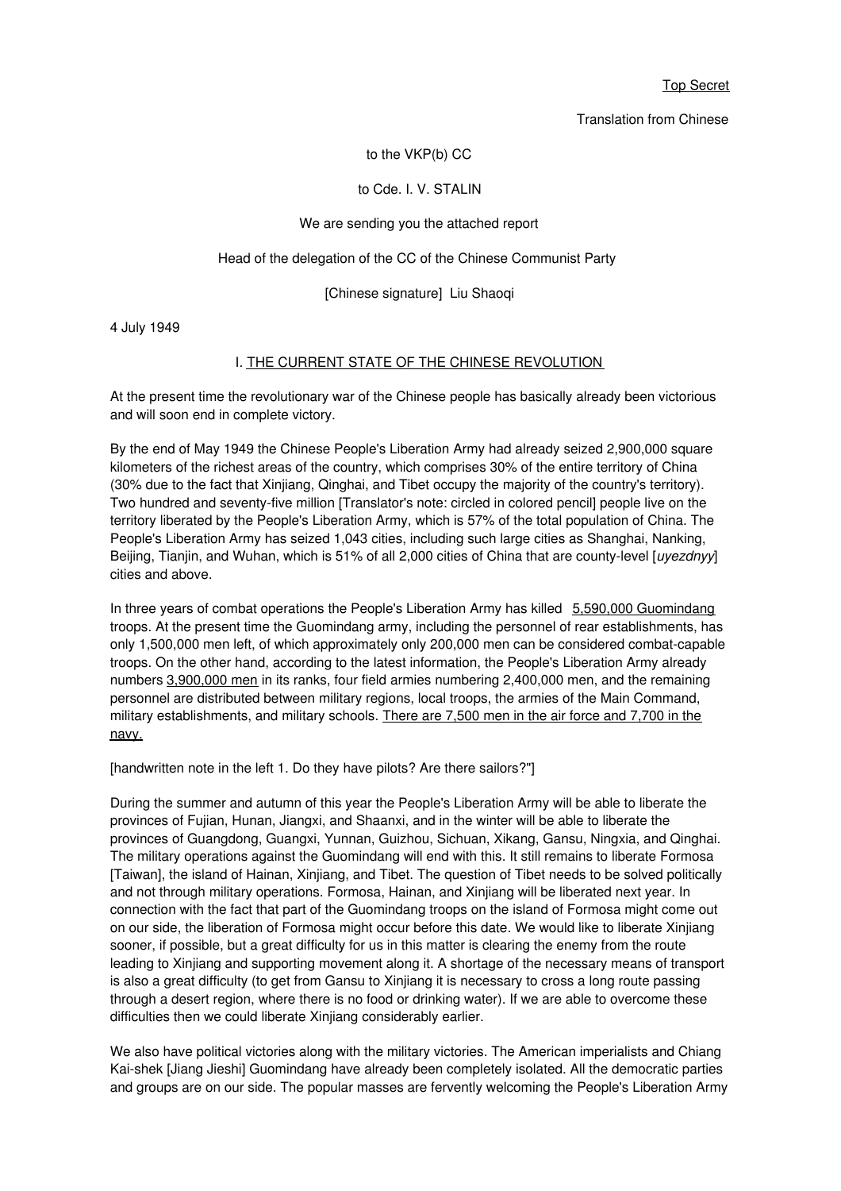Top Secret

Translation from Chinese

to the VKP(b) CC

to Cde. I. V. STALIN

We are sending you the attached report

Head of the delegation of the CC of the Chinese Communist Party

[Chinese signature] Liu Shaoqi

4 July 1949

## I. THE CURRENT STATE OF THE CHINESE REVOLUTION

At the present time the revolutionary war of the Chinese people has basically already been victorious and will soon end in complete victory.

By the end of May 1949 the Chinese People's Liberation Army had already seized 2,900,000 square kilometers of the richest areas of the country, which comprises 30% of the entire territory of China (30% due to the fact that Xinjiang, Qinghai, and Tibet occupy the majority of the country's territory). Two hundred and seventy-five million [Translator's note: circled in colored pencil] people live on the territory liberated by the People's Liberation Army, which is 57% of the total population of China. The People's Liberation Army has seized 1,043 cities, including such large cities as Shanghai, Nanking, Beijing, Tianjin, and Wuhan, which is 51% of all 2,000 cities of China that are county-level [*uyezdnyy*] cities and above.

In three years of combat operations the People's Liberation Army has killed 5,590,000 Guomindang troops. At the present time the Guomindang army, including the personnel of rear establishments, has only 1,500,000 men left, of which approximately only 200,000 men can be considered combat-capable troops. On the other hand, according to the latest information, the People's Liberation Army already numbers 3,900,000 men in its ranks, four field armies numbering 2,400,000 men, and the remaining personnel are distributed between military regions, local troops, the armies of the Main Command, military establishments, and military schools. There are 7,500 men in the air force and 7,700 in the navy.

[handwritten note in the left 1. Do they have pilots? Are there sailors?"]

During the summer and autumn of this year the People's Liberation Army will be able to liberate the provinces of Fujian, Hunan, Jiangxi, and Shaanxi, and in the winter will be able to liberate the provinces of Guangdong, Guangxi, Yunnan, Guizhou, Sichuan, Xikang, Gansu, Ningxia, and Qinghai. The military operations against the Guomindang will end with this. It still remains to liberate Formosa [Taiwan], the island of Hainan, Xinjiang, and Tibet. The question of Tibet needs to be solved politically and not through military operations. Formosa, Hainan, and Xinjiang will be liberated next year. In connection with the fact that part of the Guomindang troops on the island of Formosa might come out on our side, the liberation of Formosa might occur before this date. We would like to liberate Xinjiang sooner, if possible, but a great difficulty for us in this matter is clearing the enemy from the route leading to Xinjiang and supporting movement along it. A shortage of the necessary means of transport is also a great difficulty (to get from Gansu to Xinjiang it is necessary to cross a long route passing through a desert region, where there is no food or drinking water). If we are able to overcome these difficulties then we could liberate Xinjiang considerably earlier.

We also have political victories along with the military victories. The American imperialists and Chiang Kai-shek [Jiang Jieshi] Guomindang have already been completely isolated. All the democratic parties and groups are on our side. The popular masses are fervently welcoming the People's Liberation Army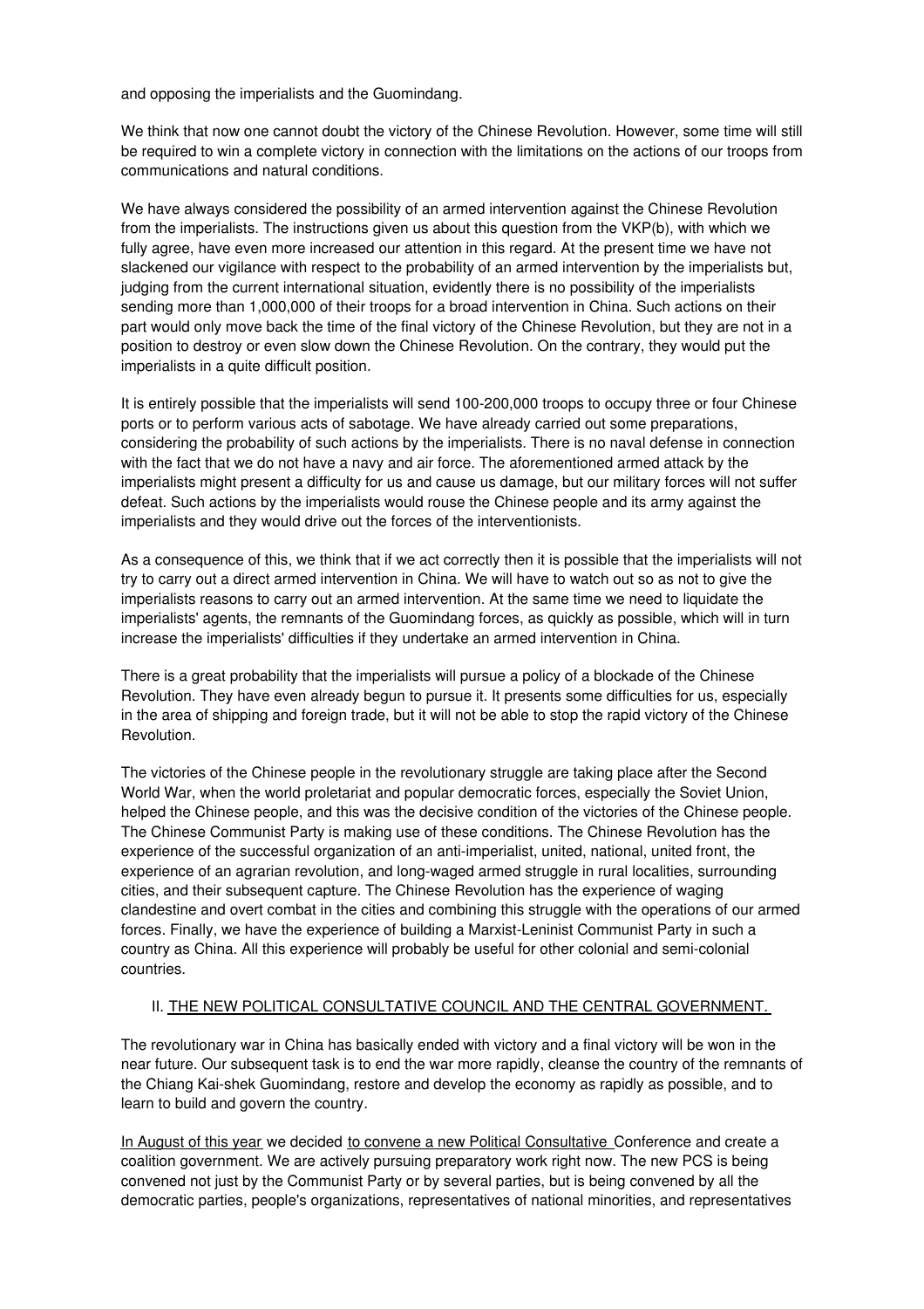and opposing the imperialists and the Guomindang.

We think that now one cannot doubt the victory of the Chinese Revolution. However, some time will still be required to win a complete victory in connection with the limitations on the actions of our troops from communications and natural conditions.

We have always considered the possibility of an armed intervention against the Chinese Revolution from the imperialists. The instructions given us about this question from the VKP(b), with which we fully agree, have even more increased our attention in this regard. At the present time we have not slackened our vigilance with respect to the probability of an armed intervention by the imperialists but, judging from the current international situation, evidently there is no possibility of the imperialists sending more than 1,000,000 of their troops for a broad intervention in China. Such actions on their part would only move back the time of the final victory of the Chinese Revolution, but they are not in a position to destroy or even slow down the Chinese Revolution. On the contrary, they would put the imperialists in a quite difficult position.

It is entirely possible that the imperialists will send 100-200,000 troops to occupy three or four Chinese ports or to perform various acts of sabotage. We have already carried out some preparations, considering the probability of such actions by the imperialists. There is no naval defense in connection with the fact that we do not have a navy and air force. The aforementioned armed attack by the imperialists might present a difficulty for us and cause us damage, but our military forces will not suffer defeat. Such actions by the imperialists would rouse the Chinese people and its army against the imperialists and they would drive out the forces of the interventionists.

As a consequence of this, we think that if we act correctly then it is possible that the imperialists will not try to carry out a direct armed intervention in China. We will have to watch out so as not to give the imperialists reasons to carry out an armed intervention. At the same time we need to liquidate the imperialists' agents, the remnants of the Guomindang forces, as quickly as possible, which will in turn increase the imperialists' difficulties if they undertake an armed intervention in China.

There is a great probability that the imperialists will pursue a policy of a blockade of the Chinese Revolution. They have even already begun to pursue it. It presents some difficulties for us, especially in the area of shipping and foreign trade, but it will not be able to stop the rapid victory of the Chinese Revolution.

The victories of the Chinese people in the revolutionary struggle are taking place after the Second World War, when the world proletariat and popular democratic forces, especially the Soviet Union, helped the Chinese people, and this was the decisive condition of the victories of the Chinese people. The Chinese Communist Party is making use of these conditions. The Chinese Revolution has the experience of the successful organization of an anti-imperialist, united, national, united front, the experience of an agrarian revolution, and long-waged armed struggle in rural localities, surrounding cities, and their subsequent capture. The Chinese Revolution has the experience of waging clandestine and overt combat in the cities and combining this struggle with the operations of our armed forces. Finally, we have the experience of building a Marxist-Leninist Communist Party in such a country as China. All this experience will probably be useful for other colonial and semi-colonial countries.

## II. THE NEW POLITICAL CONSULTATIVE COUNCIL AND THE CENTRAL GOVERNMENT.

The revolutionary war in China has basically ended with victory and a final victory will be won in the near future. Our subsequent task is to end the war more rapidly, cleanse the country of the remnants of the Chiang Kai-shek Guomindang, restore and develop the economy as rapidly as possible, and to learn to build and govern the country.

In August of this year we decided to convene a new Political Consultative Conference and create a coalition government. We are actively pursuing preparatory work right now. The new PCS is being convened not just by the Communist Party or by several parties, but is being convened by all the democratic parties, people's organizations, representatives of national minorities, and representatives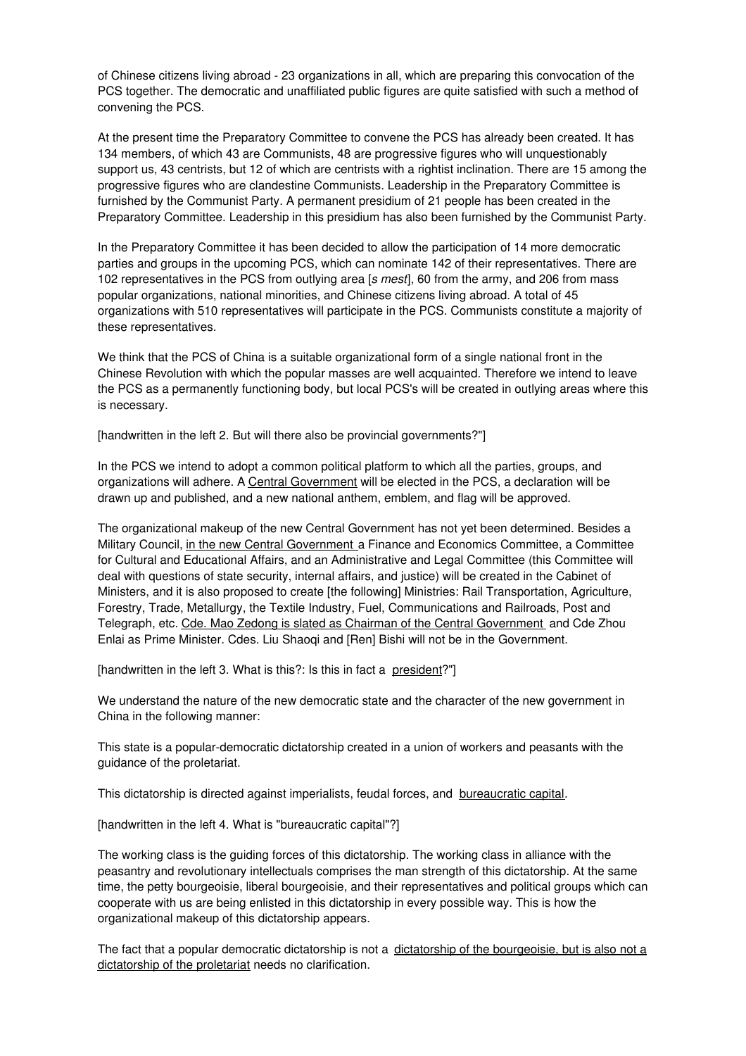of Chinese citizens living abroad - 23 organizations in all, which are preparing this convocation of the PCS together. The democratic and unaffiliated public figures are quite satisfied with such a method of convening the PCS.

At the present time the Preparatory Committee to convene the PCS has already been created. It has 134 members, of which 43 are Communists, 48 are progressive figures who will unquestionably support us, 43 centrists, but 12 of which are centrists with a rightist inclination. There are 15 among the progressive figures who are clandestine Communists. Leadership in the Preparatory Committee is furnished by the Communist Party. A permanent presidium of 21 people has been created in the Preparatory Committee. Leadership in this presidium has also been furnished by the Communist Party.

In the Preparatory Committee it has been decided to allow the participation of 14 more democratic parties and groups in the upcoming PCS, which can nominate 142 of their representatives. There are 102 representatives in the PCS from outlying area [*s mest*], 60 from the army, and 206 from mass popular organizations, national minorities, and Chinese citizens living abroad. A total of 45 organizations with 510 representatives will participate in the PCS. Communists constitute a majority of these representatives.

We think that the PCS of China is a suitable organizational form of a single national front in the Chinese Revolution with which the popular masses are well acquainted. Therefore we intend to leave the PCS as a permanently functioning body, but local PCS's will be created in outlying areas where this is necessary.

[handwritten in the left 2. But will there also be provincial governments?"]

In the PCS we intend to adopt a common political platform to which all the parties, groups, and organizations will adhere. A <u>Central Government</u> will be elected in the PCS, a declaration will be drawn up and published, and a new national anthem, emblem, and flag will be approved.

The organizational makeup of the new Central Government has not yet been determined. Besides a Military Council, <u>in the new Central Government</u> a Finance and Economics Committee, a Committee for Cultural and Educational Affairs, and an Administrative and Legal Committee (this Committee will deal with questions of state security, internal affairs, and justice) will be created in the Cabinet of Ministers, and it is also proposed to create [the following] Ministries: Rail Transportation, Agriculture, Forestry, Trade, Metallurgy, the Textile Industry, Fuel, Communications and Railroads, Post and Telegraph, etc. <u>Cde. Mao Zedong is slated as Chairman of the Central Government</u> and Cde Zhou Enlai as Prime Minister. Cdes. Liu Shaoqi and [Ren] Bishi will not be in the Government.

[handwritten in the left 3. What is this?: Is this in fact a <u>president</u>?"]

We understand the nature of the new democratic state and the character of the new government in China in the following manner:

This state is a popular-democratic dictatorship created in a union of workers and peasants with the guidance of the proletariat.

This dictatorship is directed against imperialists, feudal forces, and <u>bureaucratic capital</u>.

[handwritten in the left 4. What is "bureaucratic capital"?]

The working class is the guiding forces of this dictatorship. The working class in alliance with the peasantry and revolutionary intellectuals comprises the man strength of this dictatorship. At the same time, the petty bourgeoisie, liberal bourgeoisie, and their representatives and political groups which can cooperate with us are being enlisted in this dictatorship in every possible way. This is how the organizational makeup of this dictatorship appears.

The fact that a popular democratic dictatorship is not a <u>dictatorship of the bourgeoisie, but is also not a dictatorship of the proletariat</u> needs no clarification.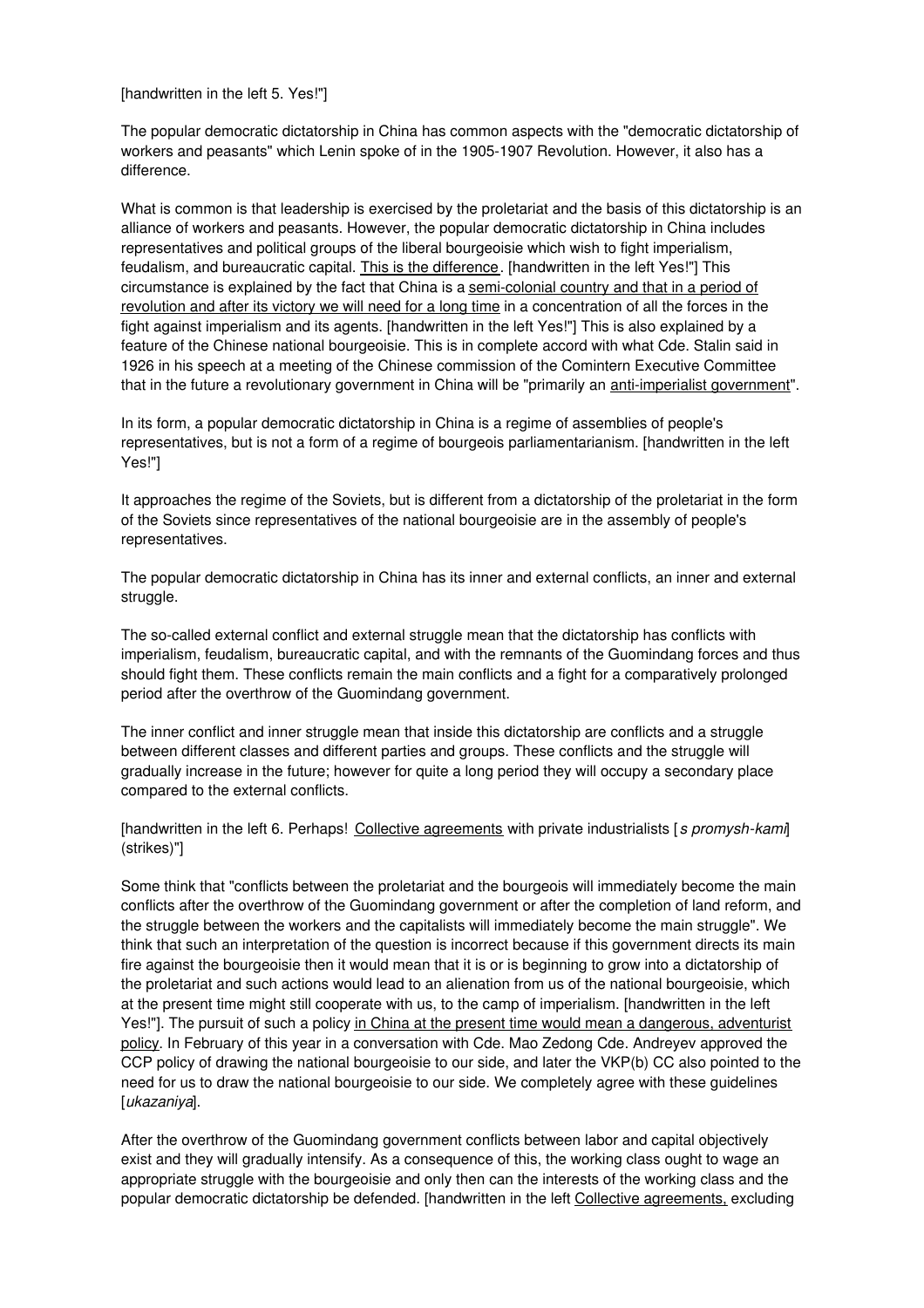[handwritten in the left 5. Yes!"]

The popular democratic dictatorship in China has common aspects with the "democratic dictatorship of workers and peasants" which Lenin spoke of in the 1905-1907 Revolution. However, it also has a difference.

What is common is that leadership is exercised by the proletariat and the basis of this dictatorship is an alliance of workers and peasants. However, the popular democratic dictatorship in China includes representatives and political groups of the liberal bourgeoisie which wish to fight imperialism, feudalism, and bureaucratic capital. <u>This is the difference</u>. [handwritten in the left Yes!"] This circumstance is explained by the fact that China is a <u>semi-colonial country and that in a period of revolution and after its victory we will need for a long time</u> in a concentration of all the forces in the fight against imperialism and its agents. [handwritten in the left Yes!"] This is also explained by a feature of the Chinese national bourgeoisie. This is in complete accord with what Cde. Stalin said in 1926 in his speech at a meeting of the Chinese commission of the Comintern Executive Committee that in the future a revolutionary government in China will be "primarily an <u>anti-imperialist government</u>".

In its form, a popular democratic dictatorship in China is a regime of assemblies of people's representatives, but is not a form of a regime of bourgeois parliamentarianism. [handwritten in the left Yes!"]

It approaches the regime of the Soviets, but is different from a dictatorship of the proletariat in the form of the Soviets since representatives of the national bourgeoisie are in the assembly of people's representatives.

The popular democratic dictatorship in China has its inner and external conflicts, an inner and external struggle.

The so-called external conflict and external struggle mean that the dictatorship has conflicts with imperialism, feudalism, bureaucratic capital, and with the remnants of the Guomindang forces and thus should fight them. These conflicts remain the main conflicts and a fight for a comparatively prolonged period after the overthrow of the Guomindang government.

The inner conflict and inner struggle mean that inside this dictatorship are conflicts and a struggle between different classes and different parties and groups. These conflicts and the struggle will gradually increase in the future; however for quite a long period they will occupy a secondary place compared to the external conflicts.

[handwritten in the left 6. Perhaps! <u>Collective agreements</u> with private industrialists [*s promysh-kami*] (strikes)"]

Some think that "conflicts between the proletariat and the bourgeois will immediately become the main conflicts after the overthrow of the Guomindang government or after the completion of land reform, and the struggle between the workers and the capitalists will immediately become the main struggle". We think that such an interpretation of the question is incorrect because if this government directs its main fire against the bourgeoisie then it would mean that it is or is beginning to grow into a dictatorship of the proletariat and such actions would lead to an alienation from us of the national bourgeoisie, which at the present time might still cooperate with us, to the camp of imperialism. [handwritten in the left Yes!"]. The pursuit of such a policy <u>in China at the present time would mean a dangerous, adventurist policy</u>. In February of this year in a conversation with Cde. Mao Zedong Cde. Andreyev approved the CCP policy of drawing the national bourgeoisie to our side, and later the VKP(b) CC also pointed to the need for us to draw the national bourgeoisie to our side. We completely agree with these guidelines [*ukazaniya*].

After the overthrow of the Guomindang government conflicts between labor and capital objectively exist and they will gradually intensify. As a consequence of this, the working class ought to wage an appropriate struggle with the bourgeoisie and only then can the interests of the working class and the popular democratic dictatorship be defended. [handwritten in the left <u>Collective agreements,</u> excluding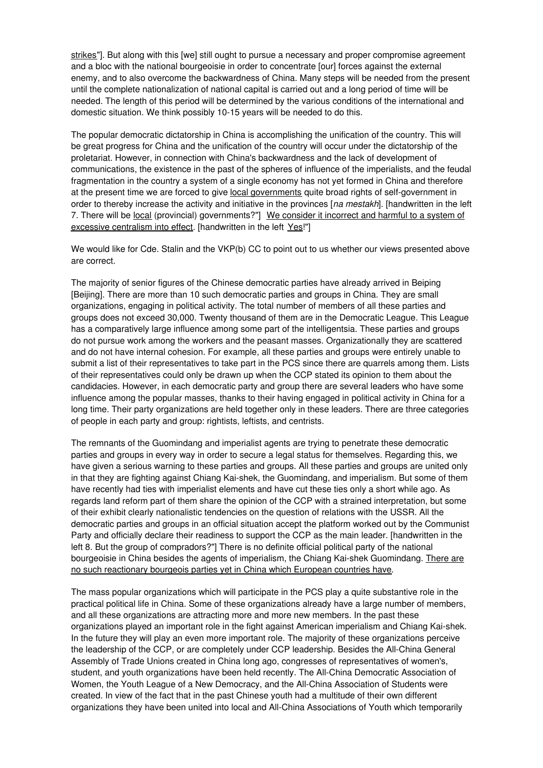strikes"]. But along with this [we] still ought to pursue a necessary and proper compromise agreement and a bloc with the national bourgeoisie in order to concentrate [our] forces against the external enemy, and to also overcome the backwardness of China. Many steps will be needed from the present until the complete nationalization of national capital is carried out and a long period of time will be needed. The length of this period will be determined by the various conditions of the international and domestic situation. We think possibly 10-15 years will be needed to do this.

The popular democratic dictatorship in China is accomplishing the unification of the country. This will be great progress for China and the unification of the country will occur under the dictatorship of the proletariat. However, in connection with China's backwardness and the lack of development of communications, the existence in the past of the spheres of influence of the imperialists, and the feudal fragmentation in the country a system of a single economy has not yet formed in China and therefore at the present time we are forced to give local governments quite broad rights of self-government in order to thereby increase the activity and initiative in the provinces [*na mestakh*]. [handwritten in the left 7. There will be local (provincial) governments?"] We consider it incorrect and harmful to a system of excessive centralism into effect. [handwritten in the left Yes!"]

We would like for Cde. Stalin and the VKP(b) CC to point out to us whether our views presented above are correct.

The majority of senior figures of the Chinese democratic parties have already arrived in Beiping [Beijing]. There are more than 10 such democratic parties and groups in China. They are small organizations, engaging in political activity. The total number of members of all these parties and groups does not exceed 30,000. Twenty thousand of them are in the Democratic League. This League has a comparatively large influence among some part of the intelligentsia. These parties and groups do not pursue work among the workers and the peasant masses. Organizationally they are scattered and do not have internal cohesion. For example, all these parties and groups were entirely unable to submit a list of their representatives to take part in the PCS since there are quarrels among them. Lists of their representatives could only be drawn up when the CCP stated its opinion to them about the candidacies. However, in each democratic party and group there are several leaders who have some influence among the popular masses, thanks to their having engaged in political activity in China for a long time. Their party organizations are held together only in these leaders. There are three categories of people in each party and group: rightists, leftists, and centrists.

The remnants of the Guomindang and imperialist agents are trying to penetrate these democratic parties and groups in every way in order to secure a legal status for themselves. Regarding this, we have given a serious warning to these parties and groups. All these parties and groups are united only in that they are fighting against Chiang Kai-shek, the Guomindang, and imperialism. But some of them have recently had ties with imperialist elements and have cut these ties only a short while ago. As regards land reform part of them share the opinion of the CCP with a strained interpretation, but some of their exhibit clearly nationalistic tendencies on the question of relations with the USSR. All the democratic parties and groups in an official situation accept the platform worked out by the Communist Party and officially declare their readiness to support the CCP as the main leader. [handwritten in the left 8. But the group of compradors?"] There is no definite official political party of the national bourgeoisie in China besides the agents of imperialism, the Chiang Kai-shek Guomindang. There are no such reactionary bourgeois parties yet in China which European countries have.

The mass popular organizations which will participate in the PCS play a quite substantive role in the practical political life in China. Some of these organizations already have a large number of members, and all these organizations are attracting more and more new members. In the past these organizations played an important role in the fight against American imperialism and Chiang Kai-shek. In the future they will play an even more important role. The majority of these organizations perceive the leadership of the CCP, or are completely under CCP leadership. Besides the All-China General Assembly of Trade Unions created in China long ago, congresses of representatives of women's, student, and youth organizations have been held recently. The All-China Democratic Association of Women, the Youth League of a New Democracy, and the All-China Association of Students were created. In view of the fact that in the past Chinese youth had a multitude of their own different organizations they have been united into local and All-China Associations of Youth which temporarily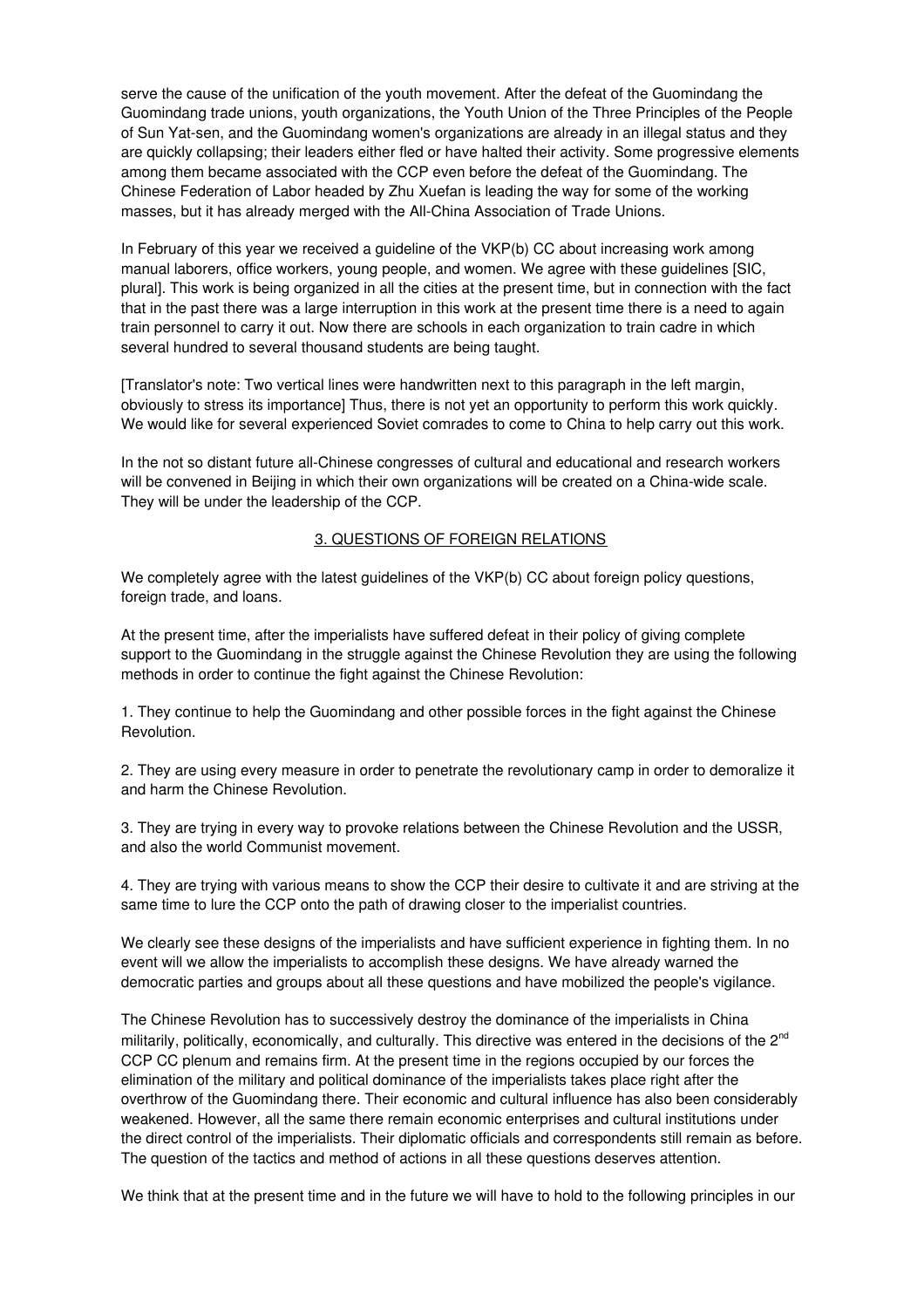serve the cause of the unification of the youth movement. After the defeat of the Guomindang the Guomindang trade unions, youth organizations, the Youth Union of the Three Principles of the People of Sun Yat-sen, and the Guomindang women's organizations are already in an illegal status and they are quickly collapsing; their leaders either fled or have halted their activity. Some progressive elements among them became associated with the CCP even before the defeat of the Guomindang. The Chinese Federation of Labor headed by Zhu Xuefan is leading the way for some of the working masses, but it has already merged with the All-China Association of Trade Unions.

In February of this year we received a guideline of the VKP(b) CC about increasing work among manual laborers, office workers, young people, and women. We agree with these guidelines [SIC, plural]. This work is being organized in all the cities at the present time, but in connection with the fact that in the past there was a large interruption in this work at the present time there is a need to again train personnel to carry it out. Now there are schools in each organization to train cadre in which several hundred to several thousand students are being taught.

[Translator's note: Two vertical lines were handwritten next to this paragraph in the left margin, obviously to stress its importance] Thus, there is not yet an opportunity to perform this work quickly. We would like for several experienced Soviet comrades to come to China to help carry out this work.

In the not so distant future all-Chinese congresses of cultural and educational and research workers will be convened in Beijing in which their own organizations will be created on a China-wide scale. They will be under the leadership of the CCP.

## 3. QUESTIONS OF FOREIGN RELATIONS

We completely agree with the latest guidelines of the VKP(b) CC about foreign policy questions, foreign trade, and loans.

At the present time, after the imperialists have suffered defeat in their policy of giving complete support to the Guomindang in the struggle against the Chinese Revolution they are using the following methods in order to continue the fight against the Chinese Revolution:

1. They continue to help the Guomindang and other possible forces in the fight against the Chinese Revolution.

2. They are using every measure in order to penetrate the revolutionary camp in order to demoralize it and harm the Chinese Revolution.

3. They are trying in every way to provoke relations between the Chinese Revolution and the USSR, and also the world Communist movement.

4. They are trying with various means to show the CCP their desire to cultivate it and are striving at the same time to lure the CCP onto the path of drawing closer to the imperialist countries.

We clearly see these designs of the imperialists and have sufficient experience in fighting them. In no event will we allow the imperialists to accomplish these designs. We have already warned the democratic parties and groups about all these questions and have mobilized the people's vigilance.

The Chinese Revolution has to successively destroy the dominance of the imperialists in China militarily, politically, economically, and culturally. This directive was entered in the decisions of the 2nd CCP CC plenum and remains firm. At the present time in the regions occupied by our forces the elimination of the military and political dominance of the imperialists takes place right after the overthrow of the Guomindang there. Their economic and cultural influence has also been considerably weakened. However, all the same there remain economic enterprises and cultural institutions under the direct control of the imperialists. Their diplomatic officials and correspondents still remain as before. The question of the tactics and method of actions in all these questions deserves attention.

We think that at the present time and in the future we will have to hold to the following principles in our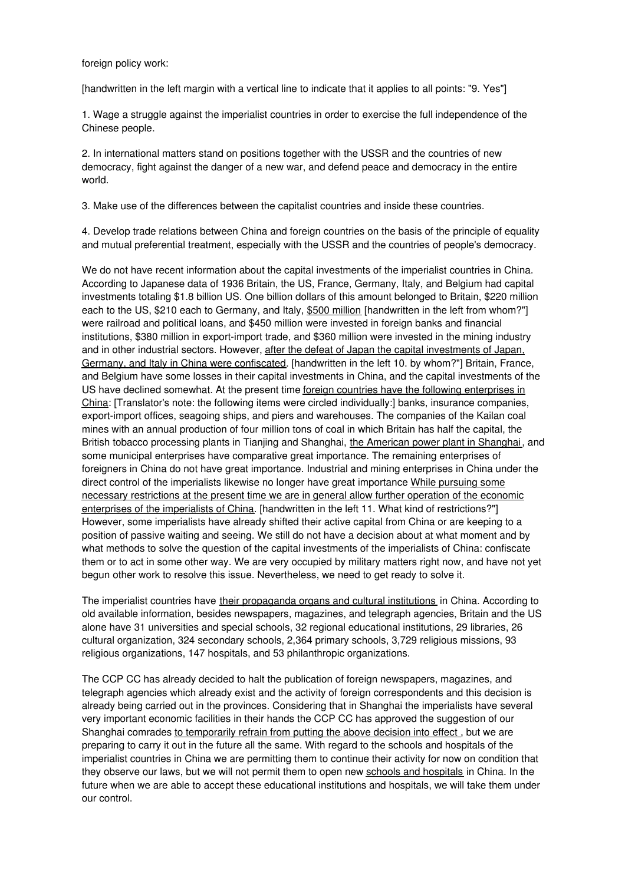foreign policy work:

[handwritten in the left margin with a vertical line to indicate that it applies to all points: "9. Yes"]

1. Wage a struggle against the imperialist countries in order to exercise the full independence of the Chinese people.

2. In international matters stand on positions together with the USSR and the countries of new democracy, fight against the danger of a new war, and defend peace and democracy in the entire world.

3. Make use of the differences between the capitalist countries and inside these countries.

4. Develop trade relations between China and foreign countries on the basis of the principle of equality and mutual preferential treatment, especially with the USSR and the countries of people's democracy.

We do not have recent information about the capital investments of the imperialist countries in China. According to Japanese data of 1936 Britain, the US, France, Germany, Italy, and Belgium had capital investments totaling $1.8 billion US. One billion dollars of this amount belonged to Britain, $220 million each to the US, $210 each to Germany, and Italy, $500 million [handwritten in the left from whom?"] were railroad and political loans, and $450 million were invested in foreign banks and financial institutions, $380 million in export-import trade, and $360 million were invested in the mining industry and in other industrial sectors. However, after the defeat of Japan the capital investments of Japan, Germany, and Italy in China were confiscated. [handwritten in the left 10. by whom?"] Britain, France, and Belgium have some losses in their capital investments in China, and the capital investments of the US have declined somewhat. At the present time foreign countries have the following enterprises in China: [Translator's note: the following items were circled individually:] banks, insurance companies, export-import offices, seagoing ships, and piers and warehouses. The companies of the Kailan coal mines with an annual production of four million tons of coal in which Britain has half the capital, the British tobacco processing plants in Tianjing and Shanghai, the American power plant in Shanghai, and some municipal enterprises have comparative great importance. The remaining enterprises of foreigners in China do not have great importance. Industrial and mining enterprises in China under the direct control of the imperialists likewise no longer have great importance While pursuing some necessary restrictions at the present time we are in general allow further operation of the economic enterprises of the imperialists of China. [handwritten in the left 11. What kind of restrictions?"] However, some imperialists have already shifted their active capital from China or are keeping to a position of passive waiting and seeing. We still do not have a decision about at what moment and by what methods to solve the question of the capital investments of the imperialists of China: confiscate them or to act in some other way. We are very occupied by military matters right now, and have not yet begun other work to resolve this issue. Nevertheless, we need to get ready to solve it.

The imperialist countries have their propaganda organs and cultural institutions in China. According to old available information, besides newspapers, magazines, and telegraph agencies, Britain and the US alone have 31 universities and special schools, 32 regional educational institutions, 29 libraries, 26 cultural organization, 324 secondary schools, 2,364 primary schools, 3,729 religious missions, 93 religious organizations, 147 hospitals, and 53 philanthropic organizations.

The CCP CC has already decided to halt the publication of foreign newspapers, magazines, and telegraph agencies which already exist and the activity of foreign correspondents and this decision is already being carried out in the provinces. Considering that in Shanghai the imperialists have several very important economic facilities in their hands the CCP CC has approved the suggestion of our Shanghai comrades to temporarily refrain from putting the above decision into effect, but we are preparing to carry it out in the future all the same. With regard to the schools and hospitals of the imperialist countries in China we are permitting them to continue their activity for now on condition that they observe our laws, but we will not permit them to open new schools and hospitals in China. In the future when we are able to accept these educational institutions and hospitals, we will take them under our control.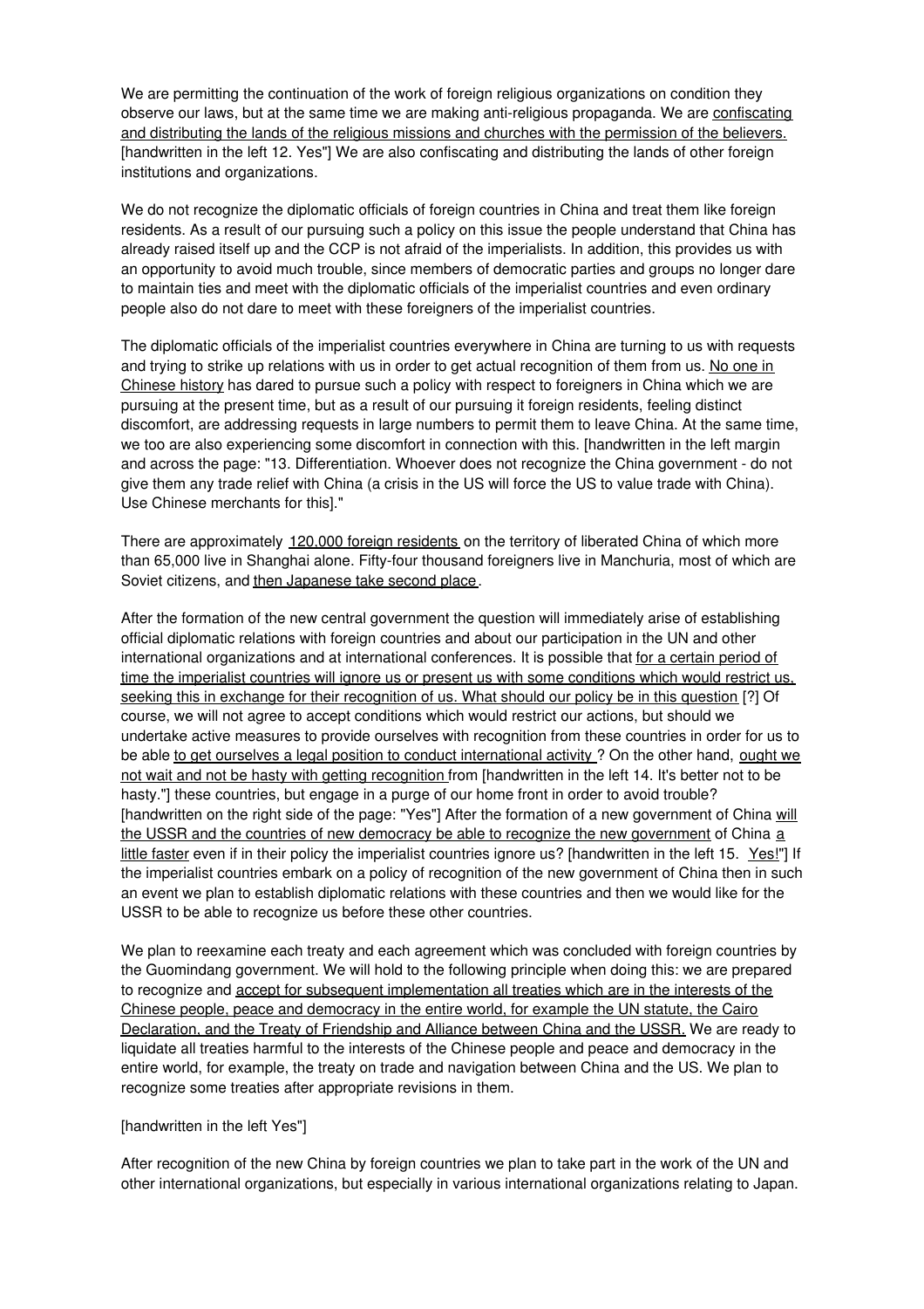We are permitting the continuation of the work of foreign religious organizations on condition they observe our laws, but at the same time we are making anti-religious propaganda. We are confiscating and distributing the lands of the religious missions and churches with the permission of the believers. [handwritten in the left 12. Yes"] We are also confiscating and distributing the lands of other foreign institutions and organizations.

We do not recognize the diplomatic officials of foreign countries in China and treat them like foreign residents. As a result of our pursuing such a policy on this issue the people understand that China has already raised itself up and the CCP is not afraid of the imperialists. In addition, this provides us with an opportunity to avoid much trouble, since members of democratic parties and groups no longer dare to maintain ties and meet with the diplomatic officials of the imperialist countries and even ordinary people also do not dare to meet with these foreigners of the imperialist countries.

The diplomatic officials of the imperialist countries everywhere in China are turning to us with requests and trying to strike up relations with us in order to get actual recognition of them from us. No one in Chinese history has dared to pursue such a policy with respect to foreigners in China which we are pursuing at the present time, but as a result of our pursuing it foreign residents, feeling distinct discomfort, are addressing requests in large numbers to permit them to leave China. At the same time, we too are also experiencing some discomfort in connection with this. [handwritten in the left margin and across the page: "13. Differentiation. Whoever does not recognize the China government - do not give them any trade relief with China (a crisis in the US will force the US to value trade with China). Use Chinese merchants for this]."

There are approximately 120,000 foreign residents on the territory of liberated China of which more than 65,000 live in Shanghai alone. Fifty-four thousand foreigners live in Manchuria, most of which are Soviet citizens, and then Japanese take second place.

After the formation of the new central government the question will immediately arise of establishing official diplomatic relations with foreign countries and about our participation in the UN and other international organizations and at international conferences. It is possible that for a certain period of time the imperialist countries will ignore us or present us with some conditions which would restrict us, seeking this in exchange for their recognition of us. What should our policy be in this question [?] Of course, we will not agree to accept conditions which would restrict our actions, but should we undertake active measures to provide ourselves with recognition from these countries in order for us to be able to get ourselves a legal position to conduct international activity ? On the other hand, ought we not wait and not be hasty with getting recognition from [handwritten in the left 14. It's better not to be hasty."] these countries, but engage in a purge of our home front in order to avoid trouble? [handwritten on the right side of the page: "Yes"] After the formation of a new government of China will the USSR and the countries of new democracy be able to recognize the new government of China a little faster even if in their policy the imperialist countries ignore us? [handwritten in the left 15. Yes!"] If the imperialist countries embark on a policy of recognition of the new government of China then in such an event we plan to establish diplomatic relations with these countries and then we would like for the USSR to be able to recognize us before these other countries.

We plan to reexamine each treaty and each agreement which was concluded with foreign countries by the Guomindang government. We will hold to the following principle when doing this: we are prepared to recognize and accept for subsequent implementation all treaties which are in the interests of the Chinese people, peace and democracy in the entire world, for example the UN statute, the Cairo Declaration, and the Treaty of Friendship and Alliance between China and the USSR. We are ready to liquidate all treaties harmful to the interests of the Chinese people and peace and democracy in the entire world, for example, the treaty on trade and navigation between China and the US. We plan to recognize some treaties after appropriate revisions in them.

[handwritten in the left Yes"]

After recognition of the new China by foreign countries we plan to take part in the work of the UN and other international organizations, but especially in various international organizations relating to Japan.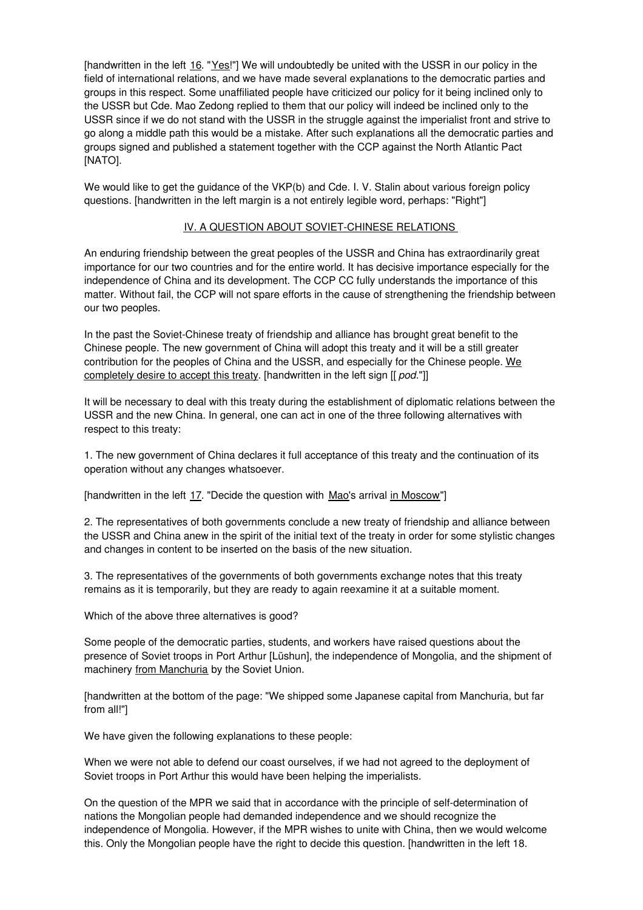[handwritten in the left 16. "Yes!"] We will undoubtedly be united with the USSR in our policy in the field of international relations, and we have made several explanations to the democratic parties and groups in this respect. Some unaffiliated people have criticized our policy for it being inclined only to the USSR but Cde. Mao Zedong replied to them that our policy will indeed be inclined only to the USSR since if we do not stand with the USSR in the struggle against the imperialist front and strive to go along a middle path this would be a mistake. After such explanations all the democratic parties and groups signed and published a statement together with the CCP against the North Atlantic Pact [NATO].

We would like to get the guidance of the VKP(b) and Cde. I. V. Stalin about various foreign policy questions. [handwritten in the left margin is a not entirely legible word, perhaps: "Right"]

## IV. A QUESTION ABOUT SOVIET-CHINESE RELATIONS

An enduring friendship between the great peoples of the USSR and China has extraordinarily great importance for our two countries and for the entire world. It has decisive importance especially for the independence of China and its development. The CCP CC fully understands the importance of this matter. Without fail, the CCP will not spare efforts in the cause of strengthening the friendship between our two peoples.

In the past the Soviet-Chinese treaty of friendship and alliance has brought great benefit to the Chinese people. The new government of China will adopt this treaty and it will be a still greater contribution for the peoples of China and the USSR, and especially for the Chinese people. We completely desire to accept this treaty. [handwritten in the left sign [[ *pod.*"]]

It will be necessary to deal with this treaty during the establishment of diplomatic relations between the USSR and the new China. In general, one can act in one of the three following alternatives with respect to this treaty:

1. The new government of China declares it full acceptance of this treaty and the continuation of its operation without any changes whatsoever.

[handwritten in the left 17. "Decide the question with Mao's arrival in Moscow"]

2. The representatives of both governments conclude a new treaty of friendship and alliance between the USSR and China anew in the spirit of the initial text of the treaty in order for some stylistic changes and changes in content to be inserted on the basis of the new situation.

3. The representatives of the governments of both governments exchange notes that this treaty remains as it is temporarily, but they are ready to again reexamine it at a suitable moment.

Which of the above three alternatives is good?

Some people of the democratic parties, students, and workers have raised questions about the presence of Soviet troops in Port Arthur [Lüshun], the independence of Mongolia, and the shipment of machinery from Manchuria by the Soviet Union.

[handwritten at the bottom of the page: "We shipped some Japanese capital from Manchuria, but far from all!"]

We have given the following explanations to these people:

When we were not able to defend our coast ourselves, if we had not agreed to the deployment of Soviet troops in Port Arthur this would have been helping the imperialists.

On the question of the MPR we said that in accordance with the principle of self-determination of nations the Mongolian people had demanded independence and we should recognize the independence of Mongolia. However, if the MPR wishes to unite with China, then we would welcome this. Only the Mongolian people have the right to decide this question. [handwritten in the left 18.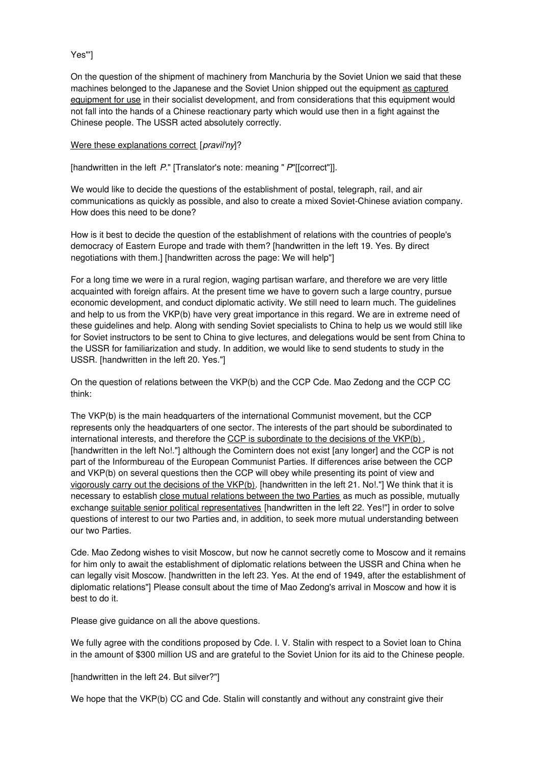Yes'"]

On the question of the shipment of machinery from Manchuria by the Soviet Union we said that these machines belonged to the Japanese and the Soviet Union shipped out the equipment <u>as captured equipment for use</u> in their socialist development, and from considerations that this equipment would not fall into the hands of a Chinese reactionary party which would use then in a fight against the Chinese people. The USSR acted absolutely correctly.

<u>Were these explanations correct</u> [*pravil'ny*]?

[handwritten in the left *P*." [Translator's note: meaning " *P*"[[correct"]].

We would like to decide the questions of the establishment of postal, telegraph, rail, and air communications as quickly as possible, and also to create a mixed Soviet-Chinese aviation company. How does this need to be done?

How is it best to decide the question of the establishment of relations with the countries of people's democracy of Eastern Europe and trade with them? [handwritten in the left 19. Yes. By direct negotiations with them.] [handwritten across the page: We will help"]

For a long time we were in a rural region, waging partisan warfare, and therefore we are very little acquainted with foreign affairs. At the present time we have to govern such a large country, pursue economic development, and conduct diplomatic activity. We still need to learn much. The guidelines and help to us from the VKP(b) have very great importance in this regard. We are in extreme need of these guidelines and help. Along with sending Soviet specialists to China to help us we would still like for Soviet instructors to be sent to China to give lectures, and delegations would be sent from China to the USSR for familiarization and study. In addition, we would like to send students to study in the USSR. [handwritten in the left 20. Yes."]

On the question of relations between the VKP(b) and the CCP Cde. Mao Zedong and the CCP CC think:

The VKP(b) is the main headquarters of the international Communist movement, but the CCP represents only the headquarters of one sector. The interests of the part should be subordinated to international interests, and therefore the <u>CCP is subordinate to the decisions of the VKP(b)</u>, [handwritten in the left No!."] although the Comintern does not exist [any longer] and the CCP is not part of the Informbureau of the European Communist Parties. If differences arise between the CCP and VKP(b) on several questions then the CCP will obey while presenting its point of view and <u>vigorously carry out the decisions of the VKP(b)</u>. [handwritten in the left 21. No!."] We think that it is necessary to establish <u>close mutual relations between the two Parties</u> as much as possible, mutually exchange <u>suitable senior political representatives</u> [handwritten in the left 22. Yes!"] in order to solve questions of interest to our two Parties and, in addition, to seek more mutual understanding between our two Parties.

Cde. Mao Zedong wishes to visit Moscow, but now he cannot secretly come to Moscow and it remains for him only to await the establishment of diplomatic relations between the USSR and China when he can legally visit Moscow. [handwritten in the left 23. Yes. At the end of 1949, after the establishment of diplomatic relations"] Please consult about the time of Mao Zedong's arrival in Moscow and how it is best to do it.

Please give guidance on all the above questions.

We fully agree with the conditions proposed by Cde. I. V. Stalin with respect to a Soviet loan to China in the amount of $300 million US and are grateful to the Soviet Union for its aid to the Chinese people.

[handwritten in the left 24. But silver?"]

We hope that the VKP(b) CC and Cde. Stalin will constantly and without any constraint give their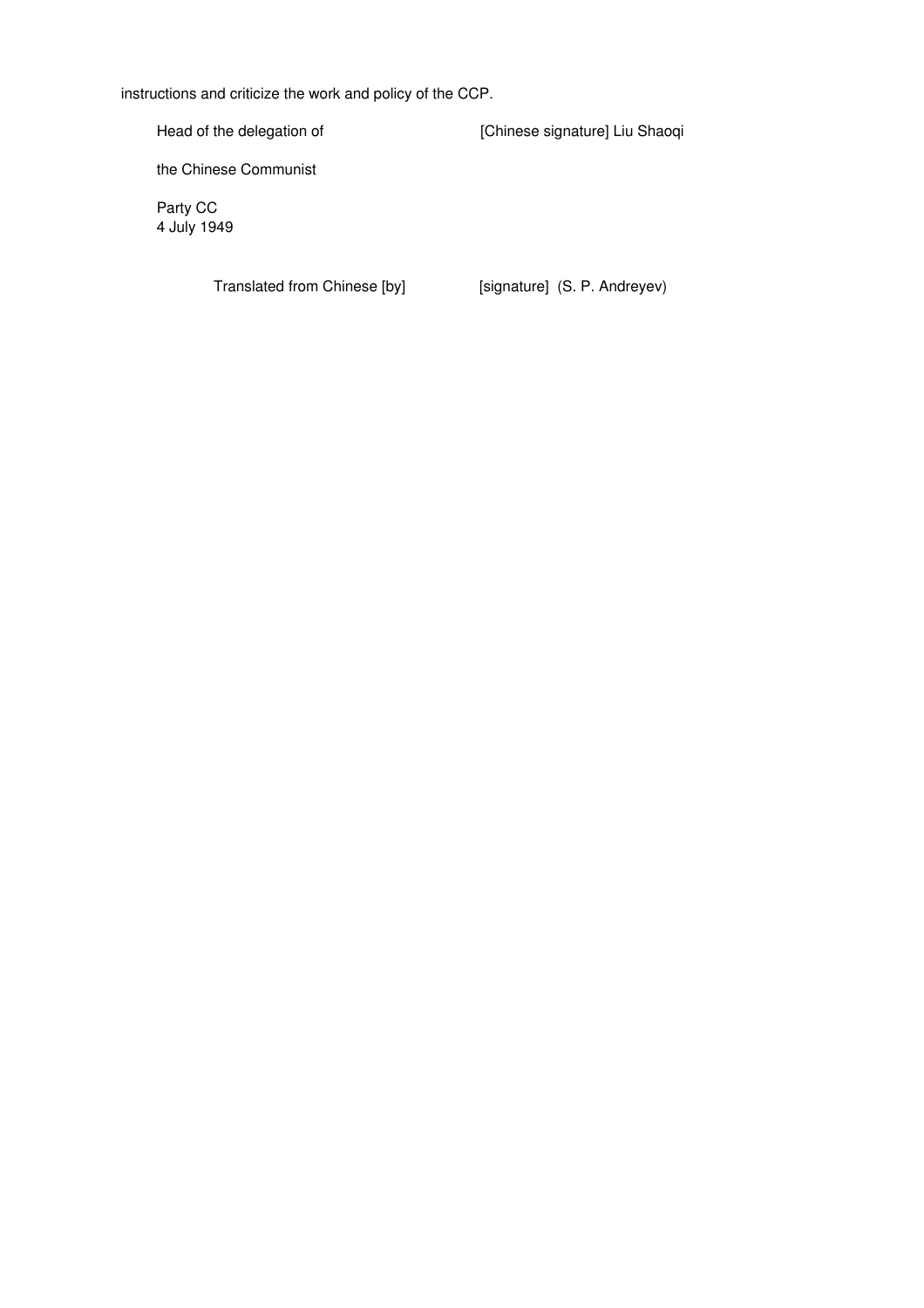instructions and criticize the work and policy of the CCP.

Head of the delegation of the Chinese Communist Party CC
4 July 1949

[Chinese signature] Liu Shaoqi

Translated from Chinese [by] [signature] (S. P. Andreyev)